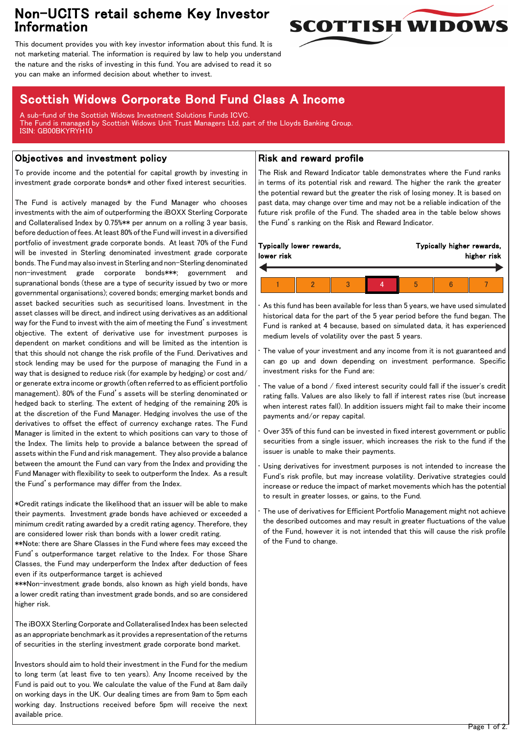# Non-UCITS retail scheme Key Investor Information

This document provides you with key investor information about this fund. It is not marketing material. The information is required by law to help you understand the nature and the risks of investing in this fund. You are advised to read it so you can make an informed decision about whether to invest.

SCOTTISH WIDOWS

## Scottish Widows Corporate Bond Fund Class A Income

A sub-fund of the Scottish Widows Investment Solutions Funds ICVC.
The Fund is managed by Scottish Widows Unit Trust Managers Ltd, part of the Lloyds Banking Group.
ISIN: GB00BKYRYH10

### Objectives and investment policy

To provide income and the potential for capital growth by investing in investment grade corporate bonds* and other fixed interest securities.

The Fund is actively managed by the Fund Manager who chooses investments with the aim of outperforming the iBOXX Sterling Corporate and Collateralised Index by 0.75%** per annum on a rolling 3 year basis, before deduction of fees. At least 80% of the Fund will invest in a diversified portfolio of investment grade corporate bonds. At least 70% of the Fund will be invested in Sterling denominated investment grade corporate bonds. The Fund may also invest in Sterling and non-Sterling denominated non-investment grade corporate bonds***; government and supranational bonds (these are a type of security issued by two or more governmental organisations); covered bonds; emerging market bonds and asset backed securities such as securitised loans. Investment in the asset classes will be direct, and indirect using derivatives as an additional way for the Fund to invest with the aim of meeting the Fund's investment objective. The extent of derivative use for investment purposes is dependent on market conditions and will be limited as the intention is that this should not change the risk profile of the Fund. Derivatives and stock lending may be used for the purpose of managing the Fund in a way that is designed to reduce risk (for example by hedging) or cost and/or generate extra income or growth (often referred to as efficient portfolio management). 80% of the Fund's assets will be sterling denominated or hedged back to sterling. The extent of hedging of the remaining 20% is at the discretion of the Fund Manager. Hedging involves the use of the derivatives to offset the effect of currency exchange rates. The Fund Manager is limited in the extent to which positions can vary to those of the Index. The limits help to provide a balance between the spread of assets within the Fund and risk management. They also provide a balance between the amount the Fund can vary from the Index and providing the Fund Manager with flexibility to seek to outperform the Index. As a result the Fund's performance may differ from the Index.

*Credit ratings indicate the likelihood that an issuer will be able to make their payments. Investment grade bonds have achieved or exceeded a minimum credit rating awarded by a credit rating agency. Therefore, they are considered lower risk than bonds with a lower credit rating.
**Note: there are Share Classes in the Fund where fees may exceed the Fund's outperformance target relative to the Index. For those Share Classes, the Fund may underperform the Index after deduction of fees even if its outperformance target is achieved
***Non-investment grade bonds, also known as high yield bonds, have a lower credit rating than investment grade bonds, and so are considered higher risk.

The iBOXX Sterling Corporate and Collateralised Index has been selected as an appropriate benchmark as it provides a representation of the returns of securities in the sterling investment grade corporate bond market.

Investors should aim to hold their investment in the Fund for the medium to long term (at least five to ten years). Any Income received by the Fund is paid out to you. We calculate the value of the Fund at 8am daily on working days in the UK. Our dealing times are from 9am to 5pm each working day. Instructions received before 5pm will receive the next available price.

### Risk and reward profile

The Risk and Reward Indicator table demonstrates where the Fund ranks in terms of its potential risk and reward. The higher the rank the greater the potential reward but the greater the risk of losing money. It is based on past data, may change over time and may not be a reliable indication of the future risk profile of the Fund. The shaded area in the table below shows the Fund's ranking on the Risk and Reward Indicator.

**Typically lower rewards, lower risk** ← → **Typically higher rewards, higher risk**

| 1 | 2 | 3 | **4** | 5 | 6 | 7 |
|---|---|---|---|---|---|---|

- As this fund has been available for less than 5 years, we have used simulated historical data for the part of the 5 year period before the fund began. The Fund is ranked at 4 because, based on simulated data, it has experienced medium levels of volatility over the past 5 years.
- The value of your investment and any income from it is not guaranteed and can go up and down depending on investment performance. Specific investment risks for the Fund are:
- The value of a bond / fixed interest security could fall if the issuer's credit rating falls. Values are also likely to fall if interest rates rise (but increase when interest rates fall). In addition issuers might fail to make their income payments and/or repay capital.
- Over 35% of this fund can be invested in fixed interest government or public securities from a single issuer, which increases the risk to the fund if the issuer is unable to make their payments.
- Using derivatives for investment purposes is not intended to increase the Fund's risk profile, but may increase volatility. Derivative strategies could increase or reduce the impact of market movements which has the potential to result in greater losses, or gains, to the Fund.
- The use of derivatives for Efficient Portfolio Management might not achieve the described outcomes and may result in greater fluctuations of the value of the Fund, however it is not intended that this will cause the risk profile of the Fund to change.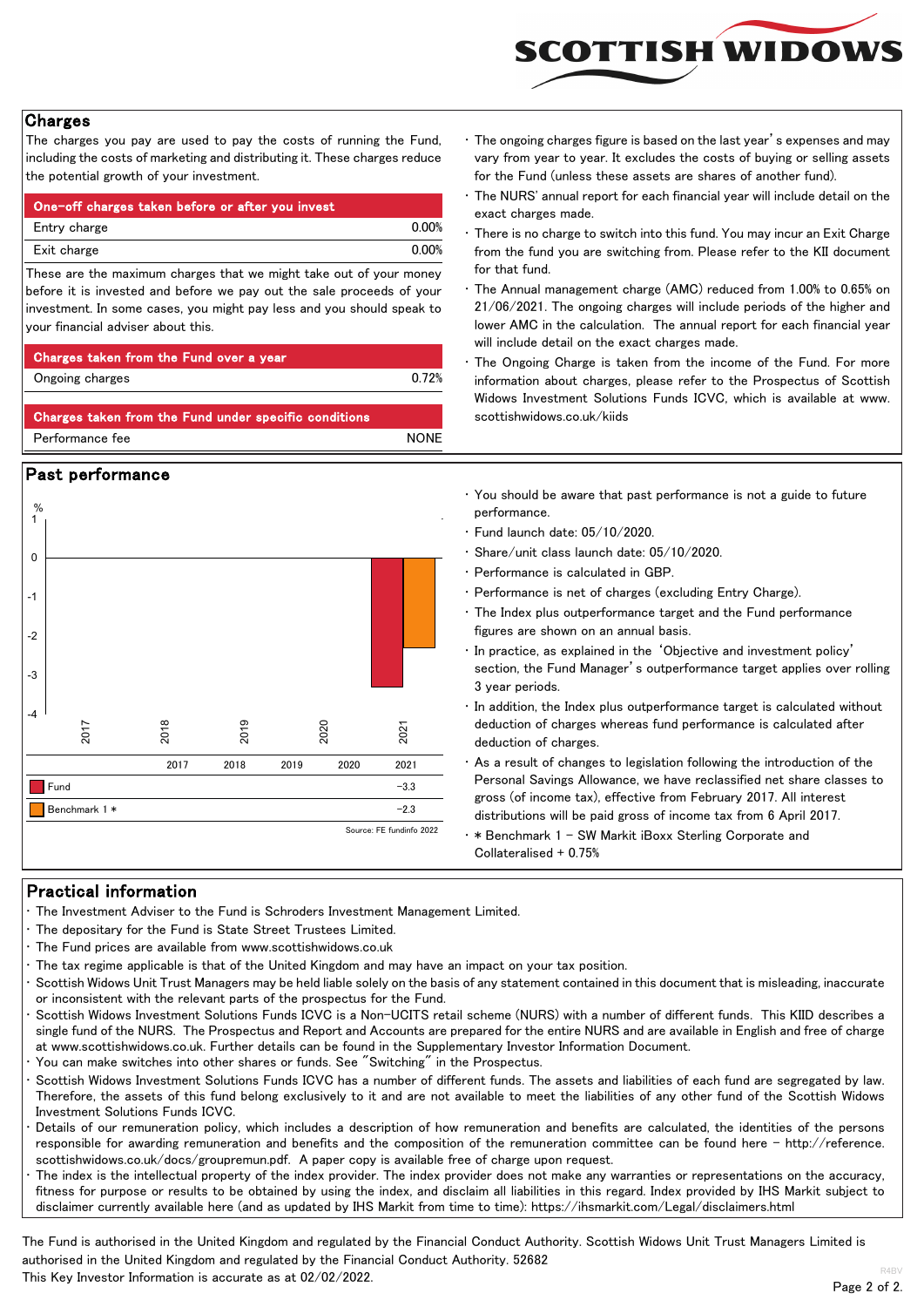## Charges

The charges you pay are used to pay the costs of running the Fund, including the costs of marketing and distributing it. These charges reduce the potential growth of your investment.

| One-off charges taken before or after you invest | |
|---|---|
| Entry charge | 0.00% |
| Exit charge | 0.00% |

These are the maximum charges that we might take out of your money before it is invested and before we pay out the sale proceeds of your investment. In some cases, you might pay less and you should speak to your financial adviser about this.

| Charges taken from the Fund over a year | |
|---|---|
| Ongoing charges | 0.72% |

| Charges taken from the Fund under specific conditions | |
|---|---|
| Performance fee | NONE |

- The ongoing charges figure is based on the last year's expenses and may vary from year to year. It excludes the costs of buying or selling assets for the Fund (unless these assets are shares of another fund).
- The NURS' annual report for each financial year will include detail on the exact charges made.
- There is no charge to switch into this fund. You may incur an Exit Charge from the fund you are switching from. Please refer to the KII document for that fund.
- The Annual management charge (AMC) reduced from 1.00% to 0.65% on 21/06/2021. The ongoing charges will include periods of the higher and lower AMC in the calculation. The annual report for each financial year will include detail on the exact charges made.
- The Ongoing Charge is taken from the income of the Fund. For more information about charges, please refer to the Prospectus of Scottish Widows Investment Solutions Funds ICVC, which is available at www.scottishwidows.co.uk/kiids

## Past performance

%
1
0
-1
-2
-3
-4
2017
2018
2019
2020
2021

| | 2017 | 2018 | 2019 | 2020 | 2021 |
|---|---|---|---|---|---|
| Fund | | | | | -3.3 |
| Benchmark 1 * | | | | | -2.3 |

Source: FE fundinfo 2022

- You should be aware that past performance is not a guide to future performance.
- Fund launch date: 05/10/2020.
- Share/unit class launch date: 05/10/2020.
- Performance is calculated in GBP.
- Performance is net of charges (excluding Entry Charge).
- The Index plus outperformance target and the Fund performance figures are shown on an annual basis.
- In practice, as explained in the 'Objective and investment policy' section, the Fund Manager's outperformance target applies over rolling 3 year periods.
- In addition, the Index plus outperformance target is calculated without deduction of charges whereas fund performance is calculated after deduction of charges.
- As a result of changes to legislation following the introduction of the Personal Savings Allowance, we have reclassified net share classes to gross (of income tax), effective from February 2017. All interest distributions will be paid gross of income tax from 6 April 2017.
- * Benchmark 1 - SW Markit iBoxx Sterling Corporate and Collateralised + 0.75%

## Practical information

- The Investment Adviser to the Fund is Schroders Investment Management Limited.
- The depositary for the Fund is State Street Trustees Limited.
- The Fund prices are available from www.scottishwidows.co.uk
- The tax regime applicable is that of the United Kingdom and may have an impact on your tax position.
- Scottish Widows Unit Trust Managers may be held liable solely on the basis of any statement contained in this document that is misleading, inaccurate or inconsistent with the relevant parts of the prospectus for the Fund.
- Scottish Widows Investment Solutions Funds ICVC is a Non-UCITS retail scheme (NURS) with a number of different funds. This KIID describes a single fund of the NURS. The Prospectus and Report and Accounts are prepared for the entire NURS and are available in English and free of charge at www.scottishwidows.co.uk. Further details can be found in the Supplementary Investor Information Document.
- You can make switches into other shares or funds. See "Switching" in the Prospectus.
- Scottish Widows Investment Solutions Funds ICVC has a number of different funds. The assets and liabilities of each fund are segregated by law. Therefore, the assets of this fund belong exclusively to it and are not available to meet the liabilities of any other fund of the Scottish Widows Investment Solutions Funds ICVC.
- Details of our remuneration policy, which includes a description of how remuneration and benefits are calculated, the identities of the persons responsible for awarding remuneration and benefits and the composition of the remuneration committee can be found here - http://reference.scottishwidows.co.uk/docs/groupremun.pdf. A paper copy is available free of charge upon request.
- The index is the intellectual property of the index provider. The index provider does not make any warranties or representations on the accuracy, fitness for purpose or results to be obtained by using the index, and disclaim all liabilities in this regard. Index provided by IHS Markit subject to disclaimer currently available here (and as updated by IHS Markit from time to time): https://ihsmarkit.com/Legal/disclaimers.html

The Fund is authorised in the United Kingdom and regulated by the Financial Conduct Authority. Scottish Widows Unit Trust Managers Limited is authorised in the United Kingdom and regulated by the Financial Conduct Authority. 52682
This Key Investor Information is accurate as at 02/02/2022.